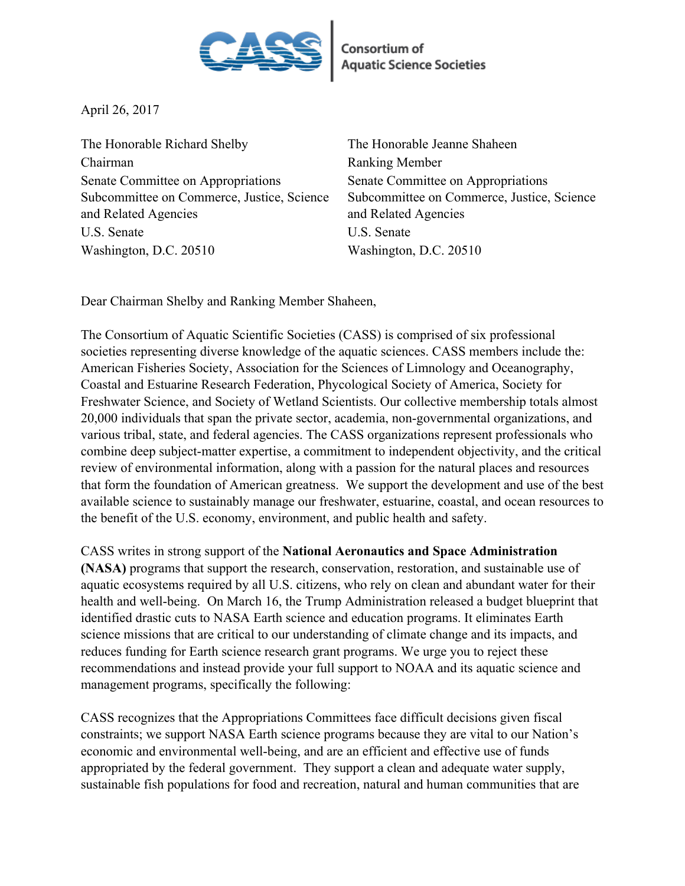Consortium of Aquatic Science Societies

April 26, 2017

The Honorable Richard Shelby
Chairman
Senate Committee on Appropriations
Subcommittee on Commerce, Justice, Science and Related Agencies
U.S. Senate
Washington, D.C. 20510

The Honorable Jeanne Shaheen
Ranking Member
Senate Committee on Appropriations
Subcommittee on Commerce, Justice, Science and Related Agencies
U.S. Senate
Washington, D.C. 20510

Dear Chairman Shelby and Ranking Member Shaheen,

The Consortium of Aquatic Scientific Societies (CASS) is comprised of six professional societies representing diverse knowledge of the aquatic sciences. CASS members include the: American Fisheries Society, Association for the Sciences of Limnology and Oceanography, Coastal and Estuarine Research Federation, Phycological Society of America, Society for Freshwater Science, and Society of Wetland Scientists. Our collective membership totals almost 20,000 individuals that span the private sector, academia, non-governmental organizations, and various tribal, state, and federal agencies. The CASS organizations represent professionals who combine deep subject-matter expertise, a commitment to independent objectivity, and the critical review of environmental information, along with a passion for the natural places and resources that form the foundation of American greatness. We support the development and use of the best available science to sustainably manage our freshwater, estuarine, coastal, and ocean resources to the benefit of the U.S. economy, environment, and public health and safety.

CASS writes in strong support of the **National Aeronautics and Space Administration (NASA)** programs that support the research, conservation, restoration, and sustainable use of aquatic ecosystems required by all U.S. citizens, who rely on clean and abundant water for their health and well-being. On March 16, the Trump Administration released a budget blueprint that identified drastic cuts to NASA Earth science and education programs. It eliminates Earth science missions that are critical to our understanding of climate change and its impacts, and reduces funding for Earth science research grant programs. We urge you to reject these recommendations and instead provide your full support to NOAA and its aquatic science and management programs, specifically the following:

CASS recognizes that the Appropriations Committees face difficult decisions given fiscal constraints; we support NASA Earth science programs because they are vital to our Nation's economic and environmental well-being, and are an efficient and effective use of funds appropriated by the federal government. They support a clean and adequate water supply, sustainable fish populations for food and recreation, natural and human communities that are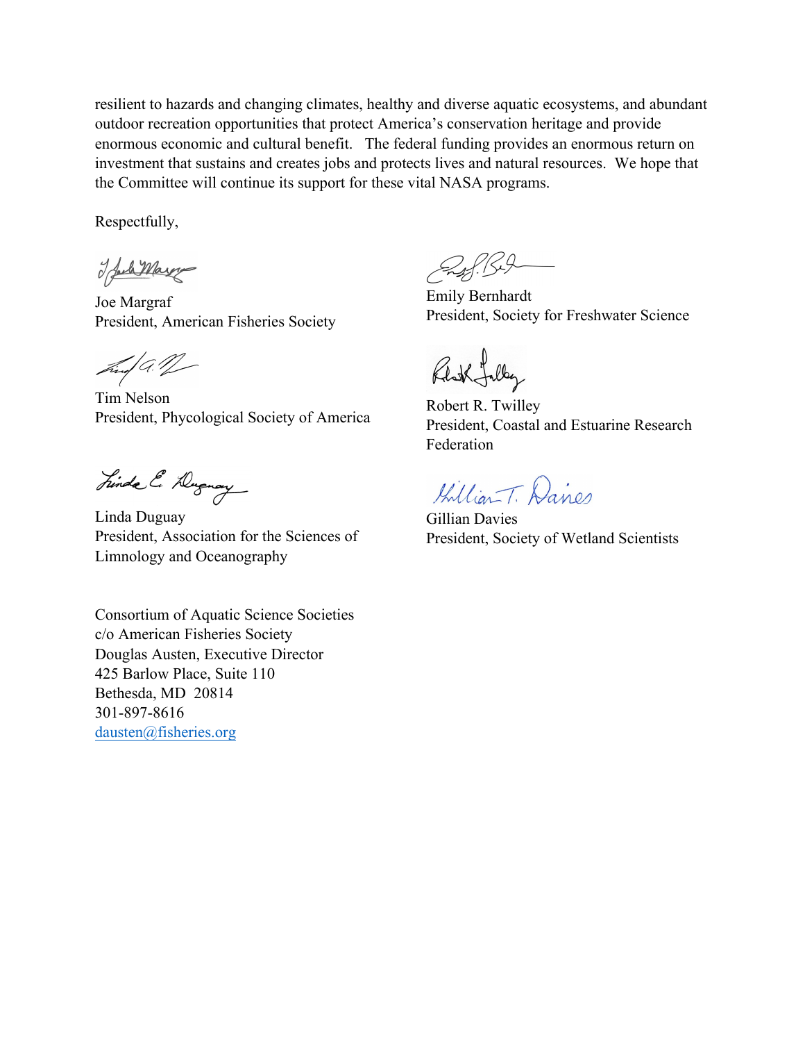resilient to hazards and changing climates, healthy and diverse aquatic ecosystems, and abundant outdoor recreation opportunities that protect America's conservation heritage and provide enormous economic and cultural benefit. The federal funding provides an enormous return on investment that sustains and creates jobs and protects lives and natural resources. We hope that the Committee will continue its support for these vital NASA programs.

Respectfully,

Joe Margraf
President, American Fisheries Society

Tim Nelson
President, Phycological Society of America

Linda Duguay
President, Association for the Sciences of Limnology and Oceanography

Emily Bernhardt
President, Society for Freshwater Science

Robert R. Twilley
President, Coastal and Estuarine Research Federation

Gillian Davies
President, Society of Wetland Scientists

Consortium of Aquatic Science Societies
c/o American Fisheries Society
Douglas Austen, Executive Director
425 Barlow Place, Suite 110
Bethesda, MD 20814
301-897-8616
dausten@fisheries.org